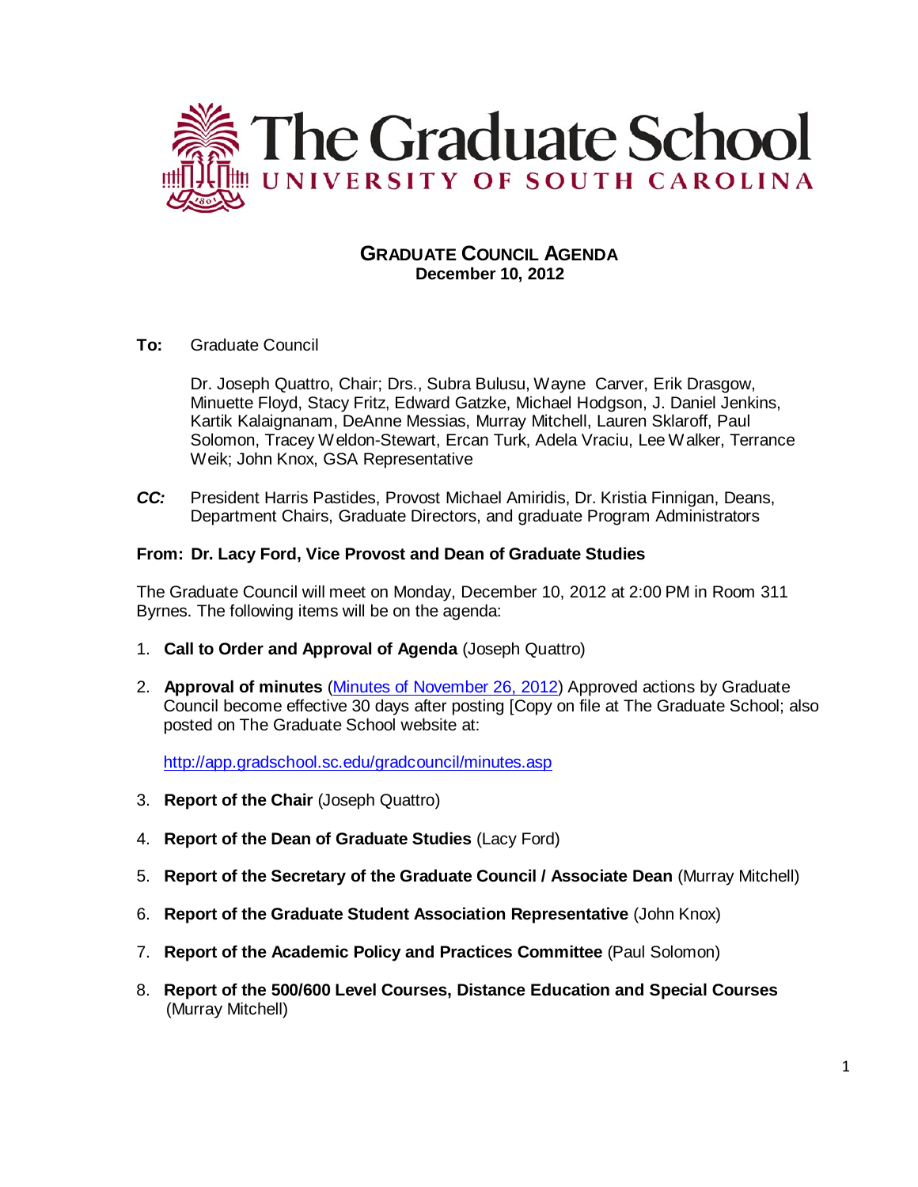# The Graduate School
UNIVERSITY OF SOUTH CAROLINA

## GRADUATE COUNCIL AGENDA
**December 10, 2012**

**To:** Graduate Council

Dr. Joseph Quattro, Chair; Drs., Subra Bulusu, Wayne Carver, Erik Drasgow, Minuette Floyd, Stacy Fritz, Edward Gatzke, Michael Hodgson, J. Daniel Jenkins, Kartik Kalaignanam, DeAnne Messias, Murray Mitchell, Lauren Sklaroff, Paul Solomon, Tracey Weldon-Stewart, Ercan Turk, Adela Vraciu, Lee Walker, Terrance Weik; John Knox, GSA Representative

***CC:*** President Harris Pastides, Provost Michael Amiridis, Dr. Kristia Finnigan, Deans, Department Chairs, Graduate Directors, and graduate Program Administrators

**From: Dr. Lacy Ford, Vice Provost and Dean of Graduate Studies**

The Graduate Council will meet on Monday, December 10, 2012 at 2:00 PM in Room 311 Byrnes. The following items will be on the agenda:

1. **Call to Order and Approval of Agenda** (Joseph Quattro)
2. **Approval of minutes** (Minutes of November 26, 2012) Approved actions by Graduate Council become effective 30 days after posting [Copy on file at The Graduate School; also posted on The Graduate School website at:

   http://app.gradschool.sc.edu/gradcouncil/minutes.asp
3. **Report of the Chair** (Joseph Quattro)
4. **Report of the Dean of Graduate Studies** (Lacy Ford)
5. **Report of the Secretary of the Graduate Council / Associate Dean** (Murray Mitchell)
6. **Report of the Graduate Student Association Representative** (John Knox)
7. **Report of the Academic Policy and Practices Committee** (Paul Solomon)
8. **Report of the 500/600 Level Courses, Distance Education and Special Courses** (Murray Mitchell)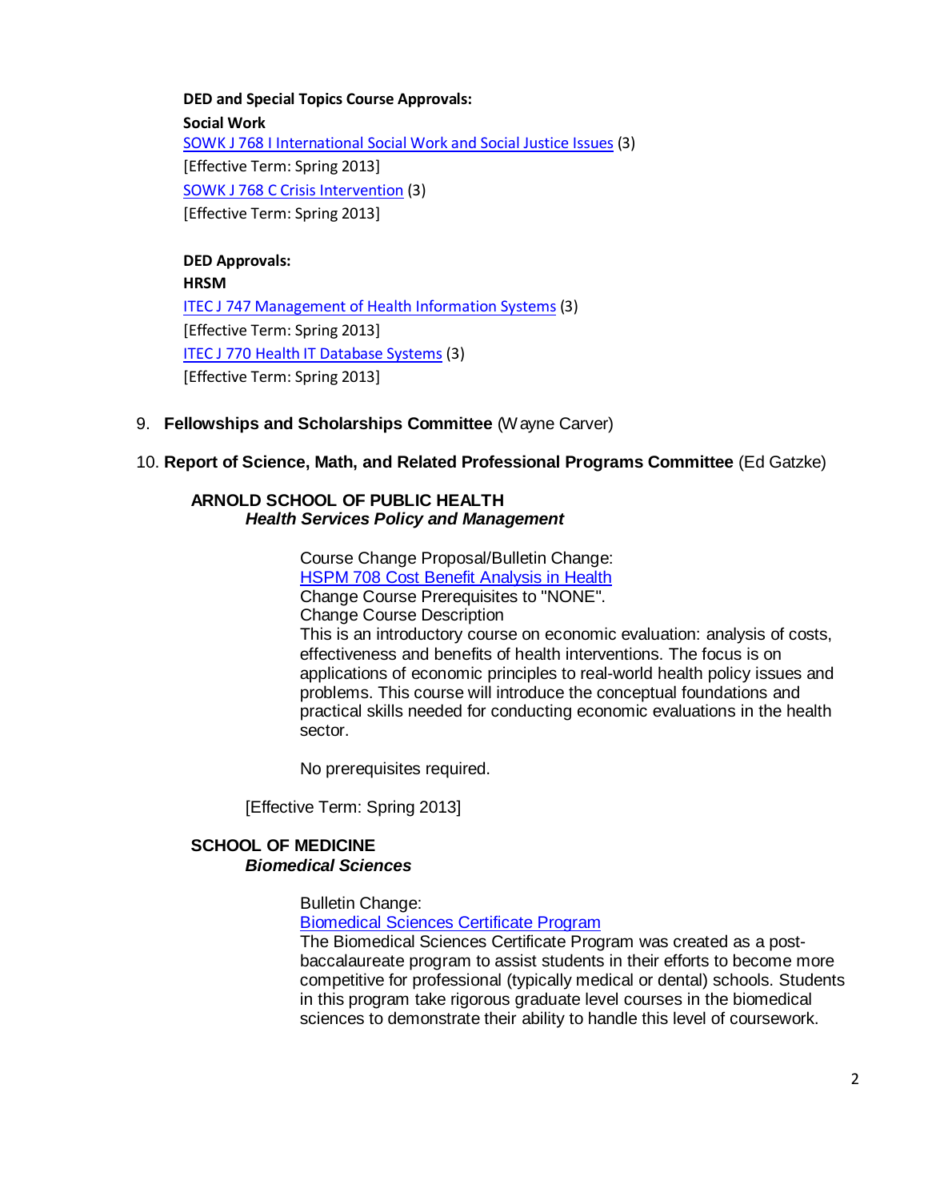**DED and Special Topics Course Approvals:**

**Social Work**

SOWK J 768 I International Social Work and Social Justice Issues (3)
[Effective Term: Spring 2013]

SOWK J 768 C Crisis Intervention (3)
[Effective Term: Spring 2013]

**DED Approvals:**

**HRSM**

ITEC J 747 Management of Health Information Systems (3)
[Effective Term: Spring 2013]

ITEC J 770 Health IT Database Systems (3)
[Effective Term: Spring 2013]

9. **Fellowships and Scholarships Committee** (Wayne Carver)

10. **Report of Science, Math, and Related Professional Programs Committee** (Ed Gatzke)

**ARNOLD SCHOOL OF PUBLIC HEALTH**

***Health Services Policy and Management***

Course Change Proposal/Bulletin Change:
HSPM 708 Cost Benefit Analysis in Health
Change Course Prerequisites to "NONE".
Change Course Description
This is an introductory course on economic evaluation: analysis of costs, effectiveness and benefits of health interventions. The focus is on applications of economic principles to real-world health policy issues and problems. This course will introduce the conceptual foundations and practical skills needed for conducting economic evaluations in the health sector.

No prerequisites required.

[Effective Term: Spring 2013]

**SCHOOL OF MEDICINE**

***Biomedical Sciences***

Bulletin Change:
Biomedical Sciences Certificate Program
The Biomedical Sciences Certificate Program was created as a post-baccalaureate program to assist students in their efforts to become more competitive for professional (typically medical or dental) schools. Students in this program take rigorous graduate level courses in the biomedical sciences to demonstrate their ability to handle this level of coursework.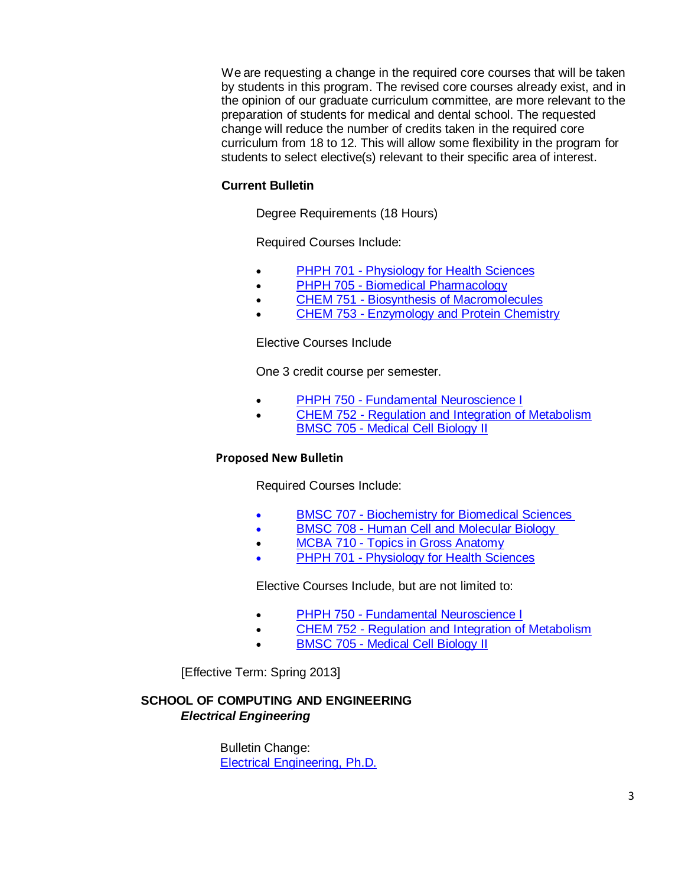We are requesting a change in the required core courses that will be taken by students in this program. The revised core courses already exist, and in the opinion of our graduate curriculum committee, are more relevant to the preparation of students for medical and dental school. The requested change will reduce the number of credits taken in the required core curriculum from 18 to 12. This will allow some flexibility in the program for students to select elective(s) relevant to their specific area of interest.

**Current Bulletin**

Degree Requirements (18 Hours)

Required Courses Include:

- PHPH 701 - Physiology for Health Sciences
- PHPH 705 - Biomedical Pharmacology
- CHEM 751 - Biosynthesis of Macromolecules
- CHEM 753 - Enzymology and Protein Chemistry

Elective Courses Include

One 3 credit course per semester.

- PHPH 750 - Fundamental Neuroscience I
- CHEM 752 - Regulation and Integration of Metabolism
  BMSC 705 - Medical Cell Biology II

**Proposed New Bulletin**

Required Courses Include:

- BMSC 707 - Biochemistry for Biomedical Sciences
- BMSC 708 - Human Cell and Molecular Biology
- MCBA 710 - Topics in Gross Anatomy
- PHPH 701 - Physiology for Health Sciences

Elective Courses Include, but are not limited to:

- PHPH 750 - Fundamental Neuroscience I
- CHEM 752 - Regulation and Integration of Metabolism
- BMSC 705 - Medical Cell Biology II

[Effective Term: Spring 2013]

**SCHOOL OF COMPUTING AND ENGINEERING**

***Electrical Engineering***

Bulletin Change:
Electrical Engineering, Ph.D.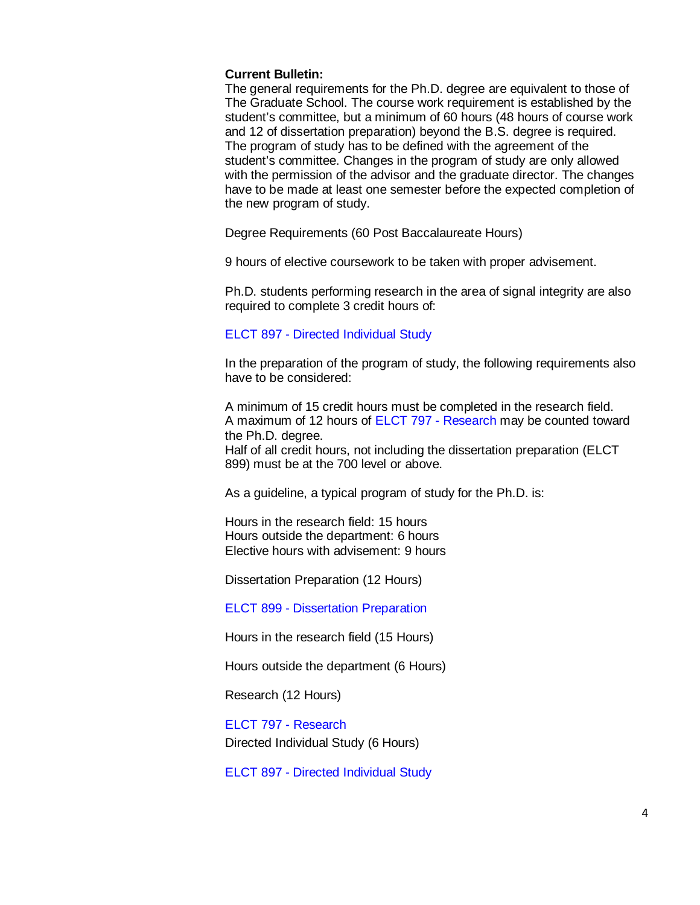**Current Bulletin:**

The general requirements for the Ph.D. degree are equivalent to those of The Graduate School. The course work requirement is established by the student's committee, but a minimum of 60 hours (48 hours of course work and 12 of dissertation preparation) beyond the B.S. degree is required. The program of study has to be defined with the agreement of the student's committee. Changes in the program of study are only allowed with the permission of the advisor and the graduate director. The changes have to be made at least one semester before the expected completion of the new program of study.

Degree Requirements (60 Post Baccalaureate Hours)

9 hours of elective coursework to be taken with proper advisement.

Ph.D. students performing research in the area of signal integrity are also required to complete 3 credit hours of:

ELCT 897 - Directed Individual Study

In the preparation of the program of study, the following requirements also have to be considered:

A minimum of 15 credit hours must be completed in the research field.
A maximum of 12 hours of ELCT 797 - Research may be counted toward the Ph.D. degree.
Half of all credit hours, not including the dissertation preparation (ELCT 899) must be at the 700 level or above.

As a guideline, a typical program of study for the Ph.D. is:

Hours in the research field: 15 hours
Hours outside the department: 6 hours
Elective hours with advisement: 9 hours

Dissertation Preparation (12 Hours)

ELCT 899 - Dissertation Preparation

Hours in the research field (15 Hours)

Hours outside the department (6 Hours)

Research (12 Hours)

ELCT 797 - Research
Directed Individual Study (6 Hours)

ELCT 897 - Directed Individual Study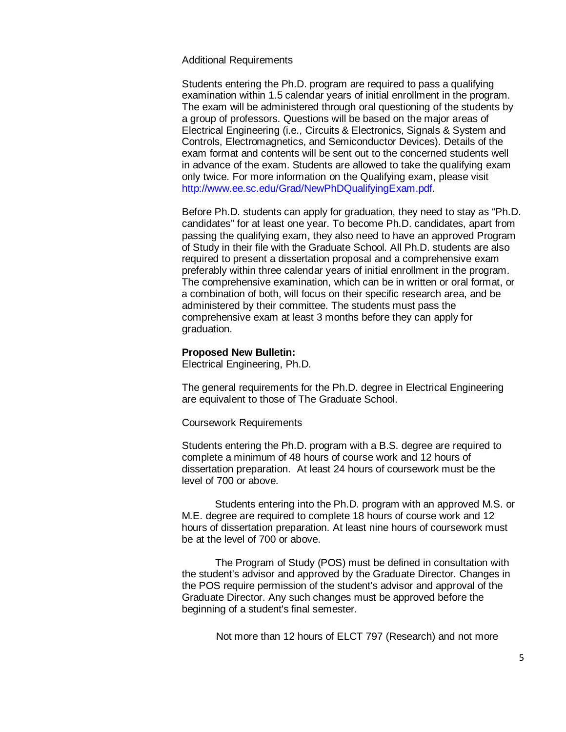Additional Requirements

Students entering the Ph.D. program are required to pass a qualifying examination within 1.5 calendar years of initial enrollment in the program. The exam will be administered through oral questioning of the students by a group of professors. Questions will be based on the major areas of Electrical Engineering (i.e., Circuits & Electronics, Signals & System and Controls, Electromagnetics, and Semiconductor Devices). Details of the exam format and contents will be sent out to the concerned students well in advance of the exam. Students are allowed to take the qualifying exam only twice. For more information on the Qualifying exam, please visit http://www.ee.sc.edu/Grad/NewPhDQualifyingExam.pdf.

Before Ph.D. students can apply for graduation, they need to stay as "Ph.D. candidates" for at least one year. To become Ph.D. candidates, apart from passing the qualifying exam, they also need to have an approved Program of Study in their file with the Graduate School. All Ph.D. students are also required to present a dissertation proposal and a comprehensive exam preferably within three calendar years of initial enrollment in the program. The comprehensive examination, which can be in written or oral format, or a combination of both, will focus on their specific research area, and be administered by their committee. The students must pass the comprehensive exam at least 3 months before they can apply for graduation.

**Proposed New Bulletin:**
Electrical Engineering, Ph.D.

The general requirements for the Ph.D. degree in Electrical Engineering are equivalent to those of The Graduate School.

Coursework Requirements

Students entering the Ph.D. program with a B.S. degree are required to complete a minimum of 48 hours of course work and 12 hours of dissertation preparation. At least 24 hours of coursework must be the level of 700 or above.

Students entering into the Ph.D. program with an approved M.S. or M.E. degree are required to complete 18 hours of course work and 12 hours of dissertation preparation. At least nine hours of coursework must be at the level of 700 or above.

The Program of Study (POS) must be defined in consultation with the student's advisor and approved by the Graduate Director. Changes in the POS require permission of the student's advisor and approval of the Graduate Director. Any such changes must be approved before the beginning of a student's final semester.

Not more than 12 hours of ELCT 797 (Research) and not more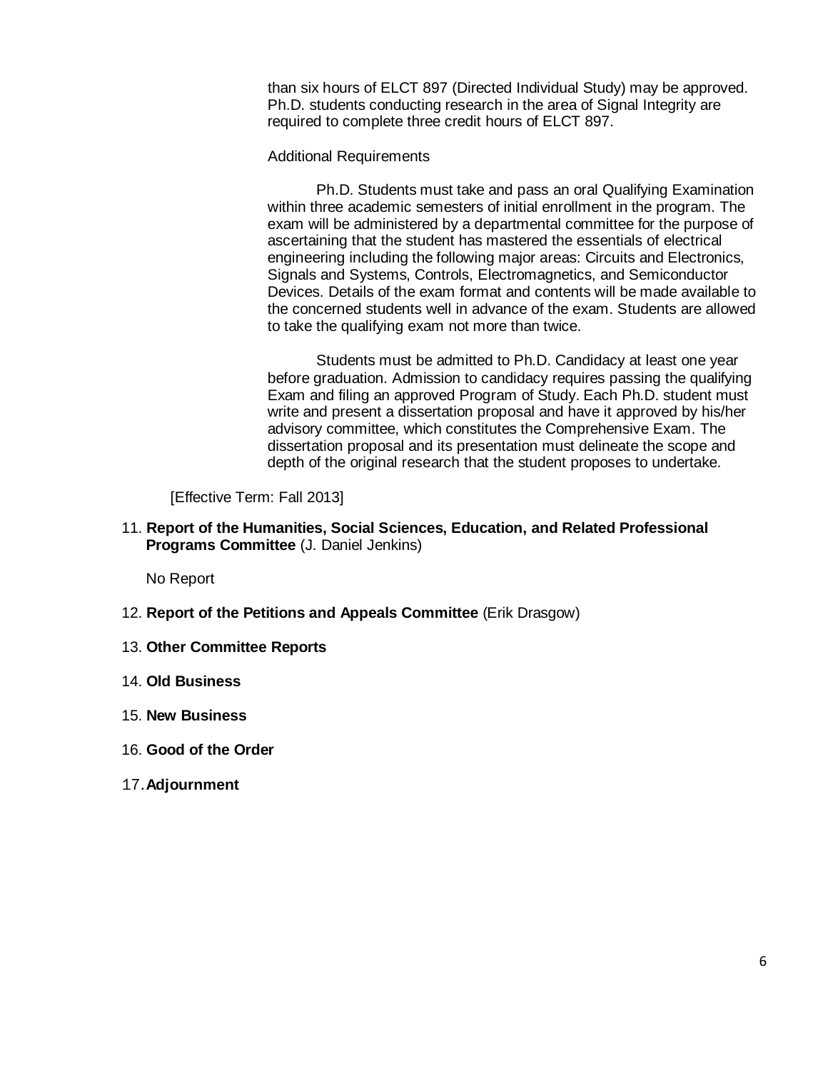than six hours of ELCT 897 (Directed Individual Study) may be approved. Ph.D. students conducting research in the area of Signal Integrity are required to complete three credit hours of ELCT 897.

Additional Requirements

Ph.D. Students must take and pass an oral Qualifying Examination within three academic semesters of initial enrollment in the program. The exam will be administered by a departmental committee for the purpose of ascertaining that the student has mastered the essentials of electrical engineering including the following major areas: Circuits and Electronics, Signals and Systems, Controls, Electromagnetics, and Semiconductor Devices. Details of the exam format and contents will be made available to the concerned students well in advance of the exam. Students are allowed to take the qualifying exam not more than twice.

Students must be admitted to Ph.D. Candidacy at least one year before graduation. Admission to candidacy requires passing the qualifying Exam and filing an approved Program of Study. Each Ph.D. student must write and present a dissertation proposal and have it approved by his/her advisory committee, which constitutes the Comprehensive Exam. The dissertation proposal and its presentation must delineate the scope and depth of the original research that the student proposes to undertake.

[Effective Term: Fall 2013]

11. **Report of the Humanities, Social Sciences, Education, and Related Professional Programs Committee** (J. Daniel Jenkins)

    No Report

12. **Report of the Petitions and Appeals Committee** (Erik Drasgow)

13. **Other Committee Reports**

14. **Old Business**

15. **New Business**

16. **Good of the Order**

17. **Adjournment**